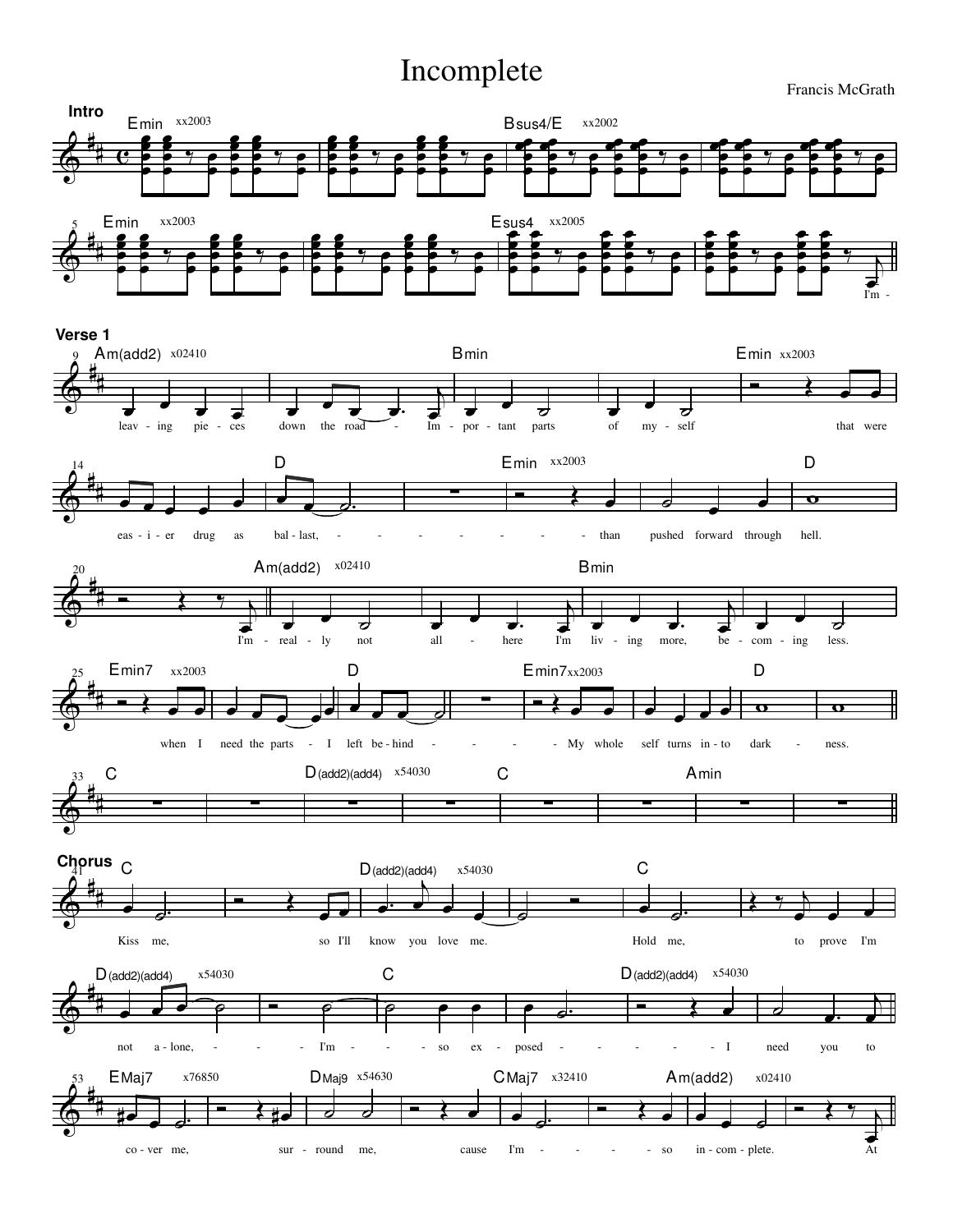# Incomplete

Francis McGrath

**Intro**

Emin xx2003 — Bsus4/E xx2002 — Emin xx2003 — Esus4 xx2005

I'm -

**Verse 1**

Am(add2) x02410 — Bmin — Emin xx2003

leav - ing pie - ces down the road - Im - por - tant parts of my - self that were

D — Emin xx2003 — D

eas - i - er drug as bal - last, - - - - - - - - than pushed forward through hell.

Am(add2) x02410 — Bmin

I'm - real - ly not all - here I'm liv - ing more, be - com - ing less.

Emin7 xx2003 — D — Emin7 xx2003 — D

when I need the parts - I left be - hind - - - - My whole self turns in - to dark - ness.

C — D(add2)(add4) x54030 — C — Amin

**Chorus**

C — D(add2)(add4) x54030 — C

Kiss me, so I'll know you love me. Hold me, to prove I'm

D(add2)(add4) x54030 — C — D(add2)(add4) x54030

not a - lone, - - - I'm - - - so ex - posed - - - - - - I need you to

EMaj7 x76850 — DMaj9 x54630 — CMaj7 x32410 — Am(add2) x02410

co - ver me, sur - round me, cause I'm - - - - - so in - com - plete. At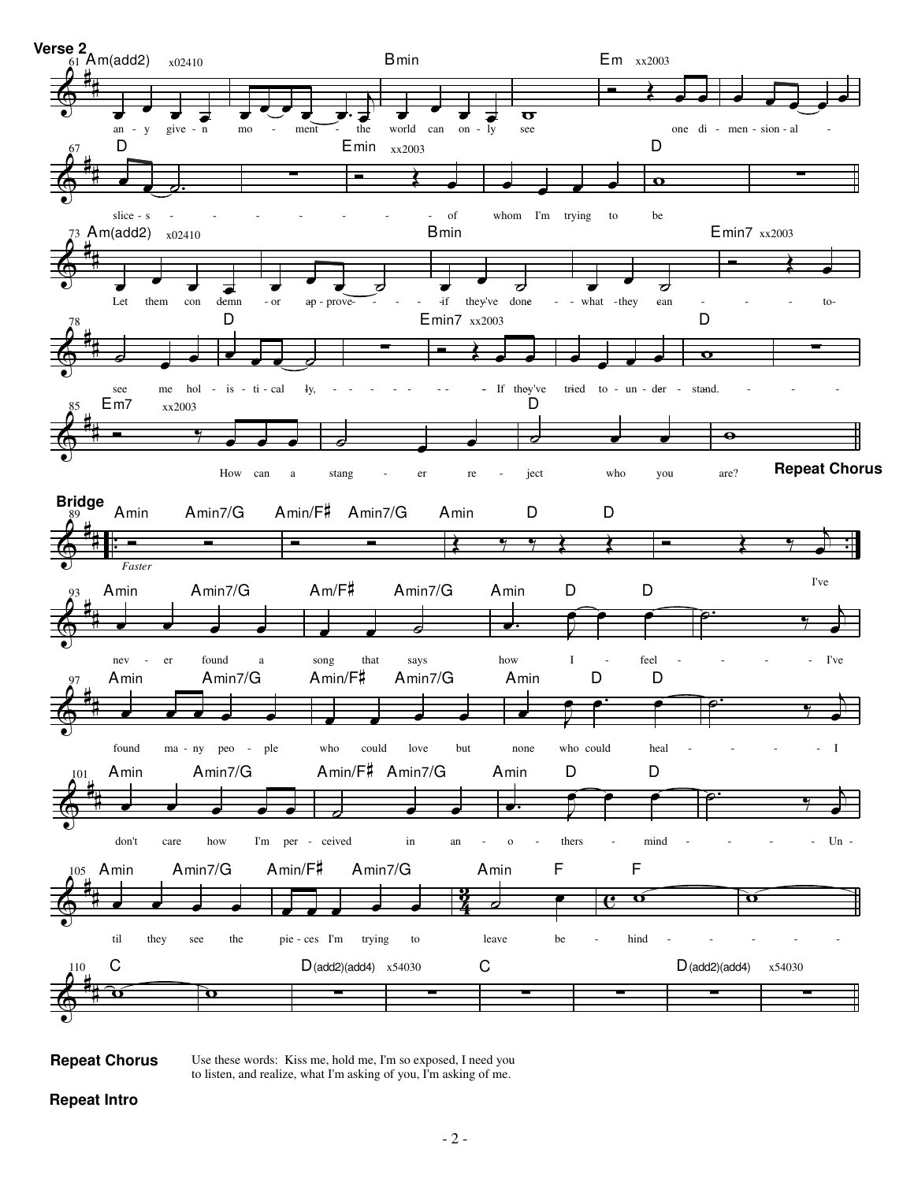**Verse 2**

Am(add2) x02410 — Bmin — Em xx2003

any given moment the world can only see one dimensional slices of whom I'm trying to be

D — Emin xx2003 — D

Am(add2) x02410 — Bmin — Emin7 xx2003

Let them condemn or approve if they've done what they can to see me holistically, If they've tried to understand.

D — Emin7 xx2003 — D

Em7 xx2003 — D

How can a stranger reject who you are?

**Repeat Chorus**

**Bridge**

Amin — Amin7/G — Amin/F♯ — Amin7/G — Amin — D — D

*Faster*

I've never found a song that says how I feel I've found many people who could love but none who could heal I don't care how I'm perceived in another's mind Until they see the pieces I'm trying to leave behind

Amin — Amin7/G — Am/F♯ — Amin7/G — Amin — D — D

Amin — Amin7/G — Amin/F♯ — Amin7/G — Amin — D — D

Amin — Amin7/G — Amin/F♯ — Amin7/G — Amin — D — D

Amin — Amin7/G — Amin/F♯ — Amin7/G — Amin — F — F

C — D(add2)(add4) x54030 — C — D(add2)(add4) x54030

**Repeat Chorus** Use these words: Kiss me, hold me, I'm so exposed, I need you to listen, and realize, what I'm asking of you, I'm asking of me.

**Repeat Intro**